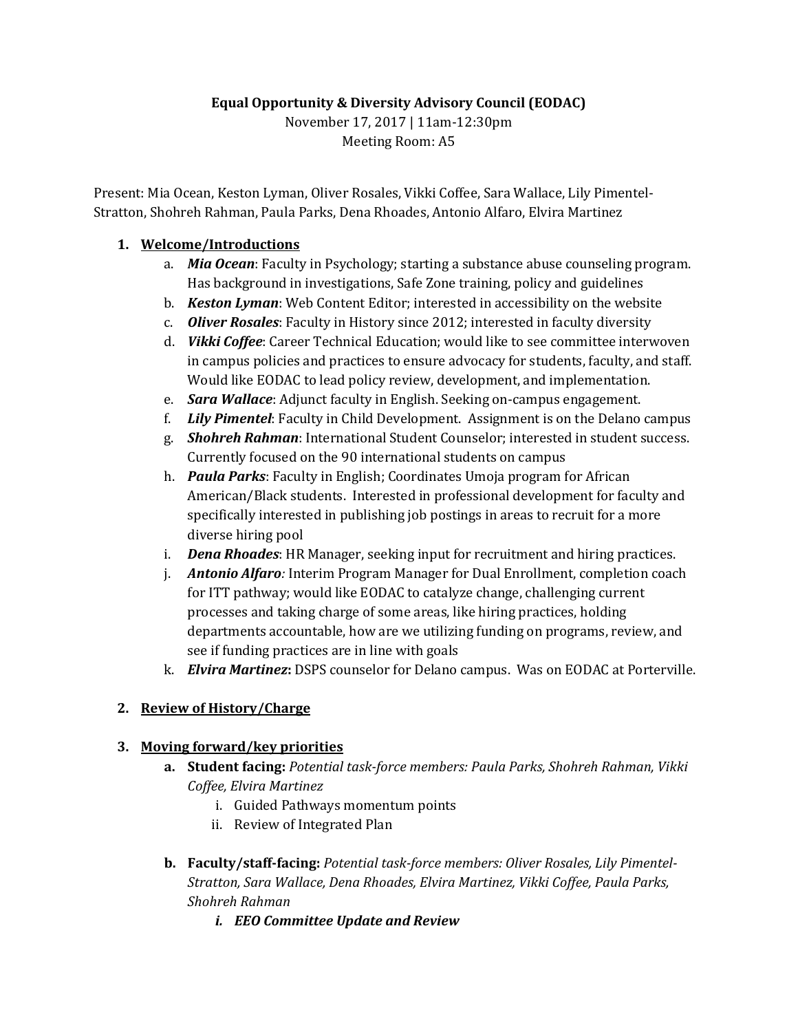**Equal Opportunity & Diversity Advisory Council (EODAC)**

November 17, 2017 | 11am-12:30pm

Meeting Room: A5

Present: Mia Ocean, Keston Lyman, Oliver Rosales, Vikki Coffee, Sara Wallace, Lily Pimentel-Stratton, Shohreh Rahman, Paula Parks, Dena Rhoades, Antonio Alfaro, Elvira Martinez

1. **Welcome/Introductions**
    a. ***Mia Ocean***: Faculty in Psychology; starting a substance abuse counseling program. Has background in investigations, Safe Zone training, policy and guidelines
    b. ***Keston Lyman***: Web Content Editor; interested in accessibility on the website
    c. ***Oliver Rosales***: Faculty in History since 2012; interested in faculty diversity
    d. ***Vikki Coffee***: Career Technical Education; would like to see committee interwoven in campus policies and practices to ensure advocacy for students, faculty, and staff. Would like EODAC to lead policy review, development, and implementation.
    e. ***Sara Wallace***: Adjunct faculty in English. Seeking on-campus engagement.
    f. ***Lily Pimentel***: Faculty in Child Development. Assignment is on the Delano campus
    g. ***Shohreh Rahman***: International Student Counselor; interested in student success. Currently focused on the 90 international students on campus
    h. ***Paula Parks***: Faculty in English; Coordinates Umoja program for African American/Black students. Interested in professional development for faculty and specifically interested in publishing job postings in areas to recruit for a more diverse hiring pool
    i. ***Dena Rhoades***: HR Manager, seeking input for recruitment and hiring practices.
    j. ***Antonio Alfaro:*** Interim Program Manager for Dual Enrollment, completion coach for ITT pathway; would like EODAC to catalyze change, challenging current processes and taking charge of some areas, like hiring practices, holding departments accountable, how are we utilizing funding on programs, review, and see if funding practices are in line with goals
    k. ***Elvira Martinez*****:** DSPS counselor for Delano campus. Was on EODAC at Porterville.

2. **Review of History/Charge**

3. **Moving forward/key priorities**
    a. **Student facing:** *Potential task-force members: Paula Parks, Shohreh Rahman, Vikki Coffee, Elvira Martinez*
        i. Guided Pathways momentum points
        ii. Review of Integrated Plan

    b. **Faculty/staff-facing:** *Potential task-force members: Oliver Rosales, Lily Pimentel-Stratton, Sara Wallace, Dena Rhoades, Elvira Martinez, Vikki Coffee, Paula Parks, Shohreh Rahman*
        i. ***EEO Committee Update and Review***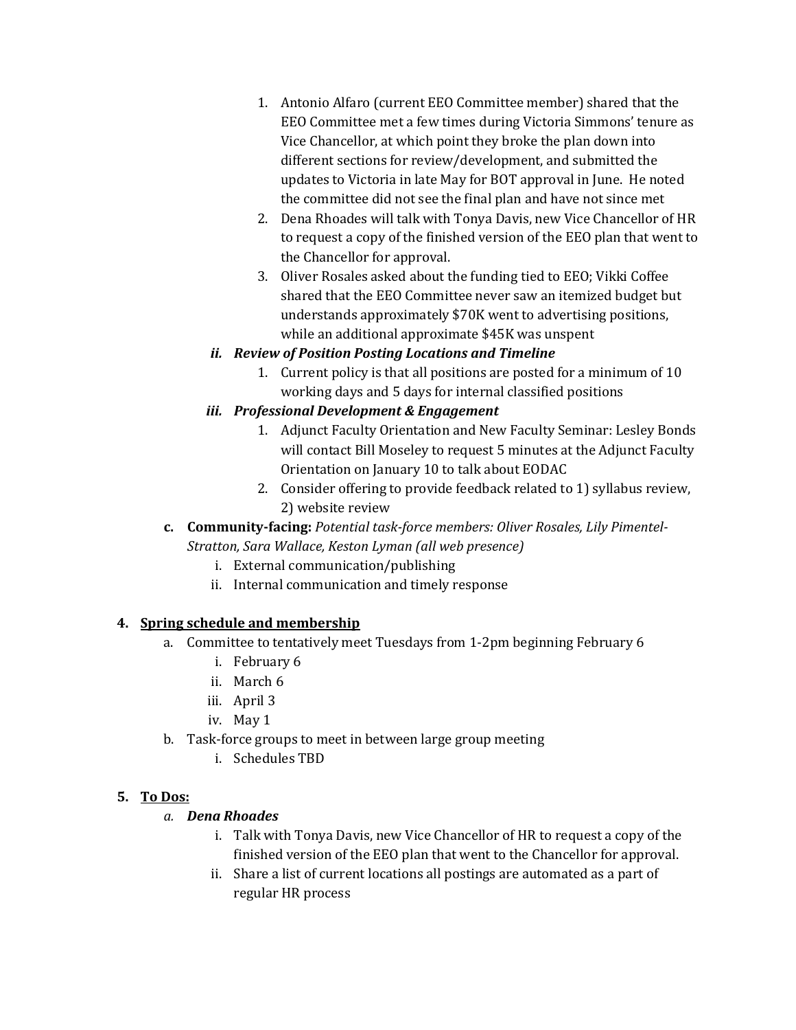1. Antonio Alfaro (current EEO Committee member) shared that the EEO Committee met a few times during Victoria Simmons' tenure as Vice Chancellor, at which point they broke the plan down into different sections for review/development, and submitted the updates to Victoria in late May for BOT approval in June. He noted the committee did not see the final plan and have not since met
2. Dena Rhoades will talk with Tonya Davis, new Vice Chancellor of HR to request a copy of the finished version of the EEO plan that went to the Chancellor for approval.
3. Oliver Rosales asked about the funding tied to EEO; Vikki Coffee shared that the EEO Committee never saw an itemized budget but understands approximately $70K went to advertising positions, while an additional approximate $45K was unspent

***ii. Review of Position Posting Locations and Timeline***

1. Current policy is that all positions are posted for a minimum of 10 working days and 5 days for internal classified positions

***iii. Professional Development & Engagement***

1. Adjunct Faculty Orientation and New Faculty Seminar: Lesley Bonds will contact Bill Moseley to request 5 minutes at the Adjunct Faculty Orientation on January 10 to talk about EODAC
2. Consider offering to provide feedback related to 1) syllabus review, 2) website review

**c. Community-facing:** *Potential task-force members: Oliver Rosales, Lily Pimentel-Stratton, Sara Wallace, Keston Lyman (all web presence)*

- i. External communication/publishing
- ii. Internal communication and timely response

**4. <u>Spring schedule and membership</u>**

- a. Committee to tentatively meet Tuesdays from 1-2pm beginning February 6
  - i. February 6
  - ii. March 6
  - iii. April 3
  - iv. May 1
- b. Task-force groups to meet in between large group meeting
  - i. Schedules TBD

**5. <u>To Dos:</u>**

*a.* ***Dena Rhoades***

- i. Talk with Tonya Davis, new Vice Chancellor of HR to request a copy of the finished version of the EEO plan that went to the Chancellor for approval.
- ii. Share a list of current locations all postings are automated as a part of regular HR process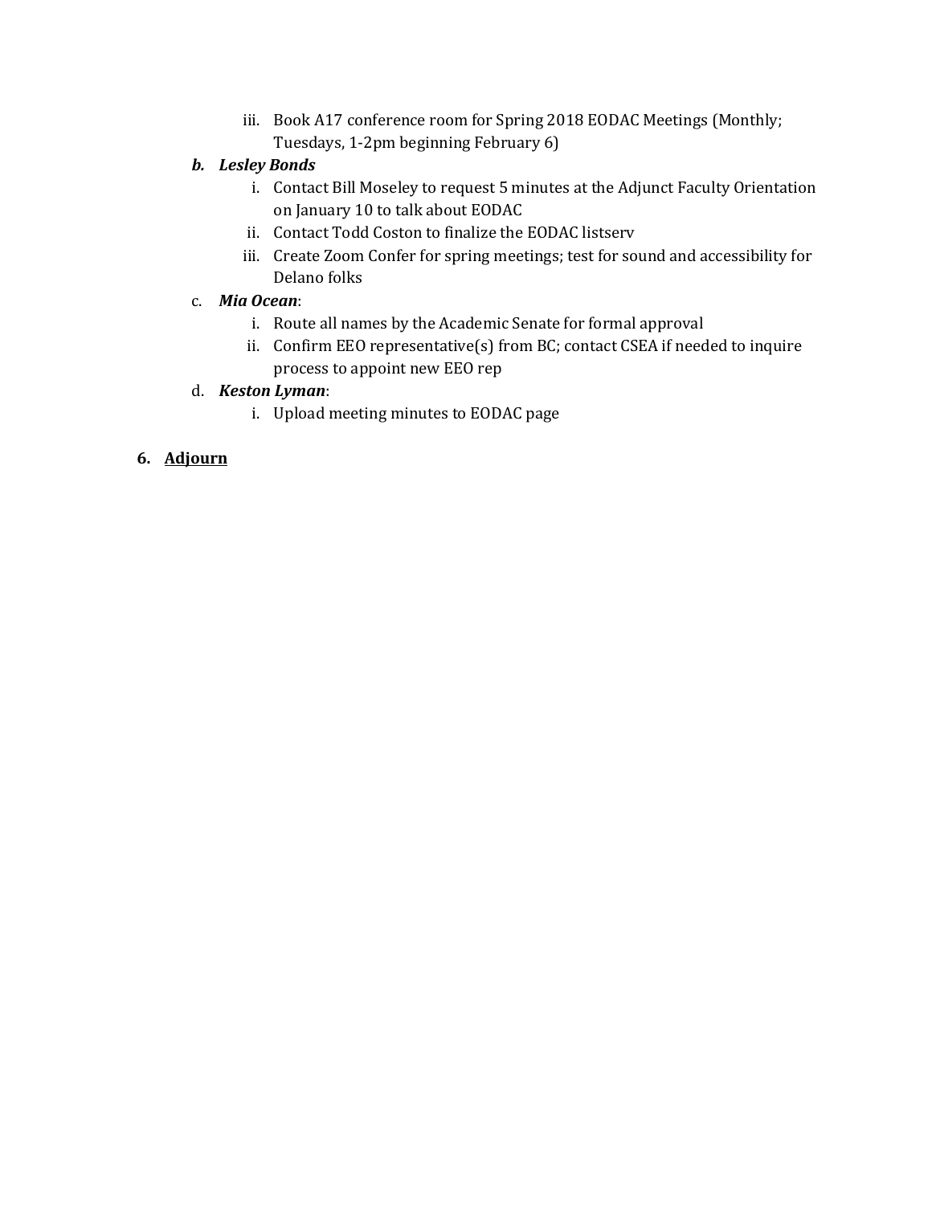iii. Book A17 conference room for Spring 2018 EODAC Meetings (Monthly; Tuesdays, 1-2pm beginning February 6)

b. ***Lesley Bonds***

   i. Contact Bill Moseley to request 5 minutes at the Adjunct Faculty Orientation on January 10 to talk about EODAC

   ii. Contact Todd Coston to finalize the EODAC listserv

   iii. Create Zoom Confer for spring meetings; test for sound and accessibility for Delano folks

c. ***Mia Ocean***:

   i. Route all names by the Academic Senate for formal approval

   ii. Confirm EEO representative(s) from BC; contact CSEA if needed to inquire process to appoint new EEO rep

d. ***Keston Lyman***:

   i. Upload meeting minutes to EODAC page

**6. <u>Adjourn</u>**